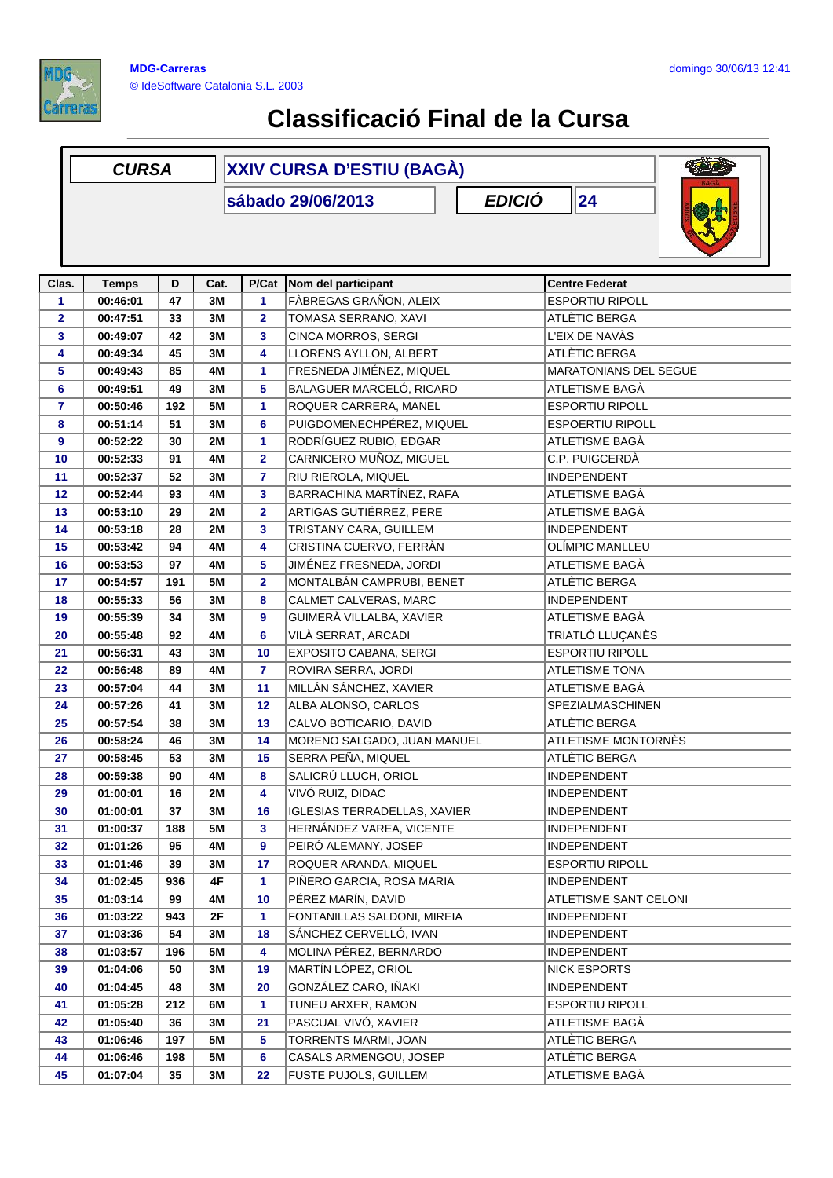MDG-Carreras
© IdeSoftware Catalonia S.L. 2003

domingo 30/06/13 12:41

# Classificació Final de la Cursa

| CURSA | XXIV CURSA D'ESTIU (BAGÀ) | | |
|---|---|---|---|
| | sábado 29/06/2013 | EDICIÓ | 24 |

| Clas. | Temps | D | Cat. | P/Cat | Nom del participant | Centre Federat |
|---|---|---|---|---|---|---|
| 1 | 00:46:01 | 47 | 3M | 1 | FÀBREGAS GRAÑON, ALEIX | ESPORTIU RIPOLL |
| 2 | 00:47:51 | 33 | 3M | 2 | TOMASA SERRANO, XAVI | ATLÈTIC BERGA |
| 3 | 00:49:07 | 42 | 3M | 3 | CINCA MORROS, SERGI | L'EIX DE NAVÀS |
| 4 | 00:49:34 | 45 | 3M | 4 | LLORENS AYLLON, ALBERT | ATLÈTIC BERGA |
| 5 | 00:49:43 | 85 | 4M | 1 | FRESNEDA JIMÉNEZ, MIQUEL | MARATONIANS DEL SEGUE |
| 6 | 00:49:51 | 49 | 3M | 5 | BALAGUER MARCELÓ, RICARD | ATLETISME BAGÀ |
| 7 | 00:50:46 | 192 | 5M | 1 | ROQUER CARRERA, MANEL | ESPORTIU RIPOLL |
| 8 | 00:51:14 | 51 | 3M | 6 | PUIGDOMENECHPÉREZ, MIQUEL | ESPOERTIU RIPOLL |
| 9 | 00:52:22 | 30 | 2M | 1 | RODRÍGUEZ RUBIO, EDGAR | ATLETISME BAGÀ |
| 10 | 00:52:33 | 91 | 4M | 2 | CARNICERO MUÑOZ, MIGUEL | C.P. PUIGCERDÀ |
| 11 | 00:52:37 | 52 | 3M | 7 | RIU RIEROLA, MIQUEL | INDEPENDENT |
| 12 | 00:52:44 | 93 | 4M | 3 | BARRACHINA MARTÍNEZ, RAFA | ATLETISME BAGÀ |
| 13 | 00:53:10 | 29 | 2M | 2 | ARTIGAS GUTIÉRREZ, PERE | ATLETISME BAGÀ |
| 14 | 00:53:18 | 28 | 2M | 3 | TRISTANY CARA, GUILLEM | INDEPENDENT |
| 15 | 00:53:42 | 94 | 4M | 4 | CRISTINA CUERVO, FERRÀN | OLÍMPIC MANLLEU |
| 16 | 00:53:53 | 97 | 4M | 5 | JIMÉNEZ FRESNEDA, JORDI | ATLETISME BAGÀ |
| 17 | 00:54:57 | 191 | 5M | 2 | MONTALBÁN CAMPRUBI, BENET | ATLÈTIC BERGA |
| 18 | 00:55:33 | 56 | 3M | 8 | CALMET CALVERAS, MARC | INDEPENDENT |
| 19 | 00:55:39 | 34 | 3M | 9 | GUIMERÀ VILLALBA, XAVIER | ATLETISME BAGÀ |
| 20 | 00:55:48 | 92 | 4M | 6 | VILÀ SERRAT, ARCADI | TRIATLÓ LLUÇANÈS |
| 21 | 00:56:31 | 43 | 3M | 10 | EXPOSITO CABANA, SERGI | ESPORTIU RIPOLL |
| 22 | 00:56:48 | 89 | 4M | 7 | ROVIRA SERRA, JORDI | ATLETISME TONA |
| 23 | 00:57:04 | 44 | 3M | 11 | MILLÁN SÁNCHEZ, XAVIER | ATLETISME BAGÀ |
| 24 | 00:57:26 | 41 | 3M | 12 | ALBA ALONSO, CARLOS | SPEZIALMASCHINEN |
| 25 | 00:57:54 | 38 | 3M | 13 | CALVO BOTICARIO, DAVID | ATLÈTIC BERGA |
| 26 | 00:58:24 | 46 | 3M | 14 | MORENO SALGADO, JUAN MANUEL | ATLETISME MONTORNÈS |
| 27 | 00:58:45 | 53 | 3M | 15 | SERRA PEÑA, MIQUEL | ATLÈTIC BERGA |
| 28 | 00:59:38 | 90 | 4M | 8 | SALICRÚ LLUCH, ORIOL | INDEPENDENT |
| 29 | 01:00:01 | 16 | 2M | 4 | VIVÓ RUIZ, DIDAC | INDEPENDENT |
| 30 | 01:00:01 | 37 | 3M | 16 | IGLESIAS TERRADELLAS, XAVIER | INDEPENDENT |
| 31 | 01:00:37 | 188 | 5M | 3 | HERNÁNDEZ VAREA, VICENTE | INDEPENDENT |
| 32 | 01:01:26 | 95 | 4M | 9 | PEIRÓ ALEMANY, JOSEP | INDEPENDENT |
| 33 | 01:01:46 | 39 | 3M | 17 | ROQUER ARANDA, MIQUEL | ESPORTIU RIPOLL |
| 34 | 01:02:45 | 936 | 4F | 1 | PIÑERO GARCIA, ROSA MARIA | INDEPENDENT |
| 35 | 01:03:14 | 99 | 4M | 10 | PÉREZ MARÍN, DAVID | ATLETISME SANT CELONI |
| 36 | 01:03:22 | 943 | 2F | 1 | FONTANILLAS SALDONI, MIREIA | INDEPENDENT |
| 37 | 01:03:36 | 54 | 3M | 18 | SÁNCHEZ CERVELLÓ, IVAN | INDEPENDENT |
| 38 | 01:03:57 | 196 | 5M | 4 | MOLINA PÉREZ, BERNARDO | INDEPENDENT |
| 39 | 01:04:06 | 50 | 3M | 19 | MARTÍN LÓPEZ, ORIOL | NICK ESPORTS |
| 40 | 01:04:45 | 48 | 3M | 20 | GONZÁLEZ CARO, IÑAKI | INDEPENDENT |
| 41 | 01:05:28 | 212 | 6M | 1 | TUNEU ARXER, RAMON | ESPORTIU RIPOLL |
| 42 | 01:05:40 | 36 | 3M | 21 | PASCUAL VIVÓ, XAVIER | ATLETISME BAGÀ |
| 43 | 01:06:46 | 197 | 5M | 5 | TORRENTS MARMI, JOAN | ATLÈTIC BERGA |
| 44 | 01:06:46 | 198 | 5M | 6 | CASALS ARMENGOU, JOSEP | ATLÈTIC BERGA |
| 45 | 01:07:04 | 35 | 3M | 22 | FUSTE PUJOLS, GUILLEM | ATLETISME BAGÀ |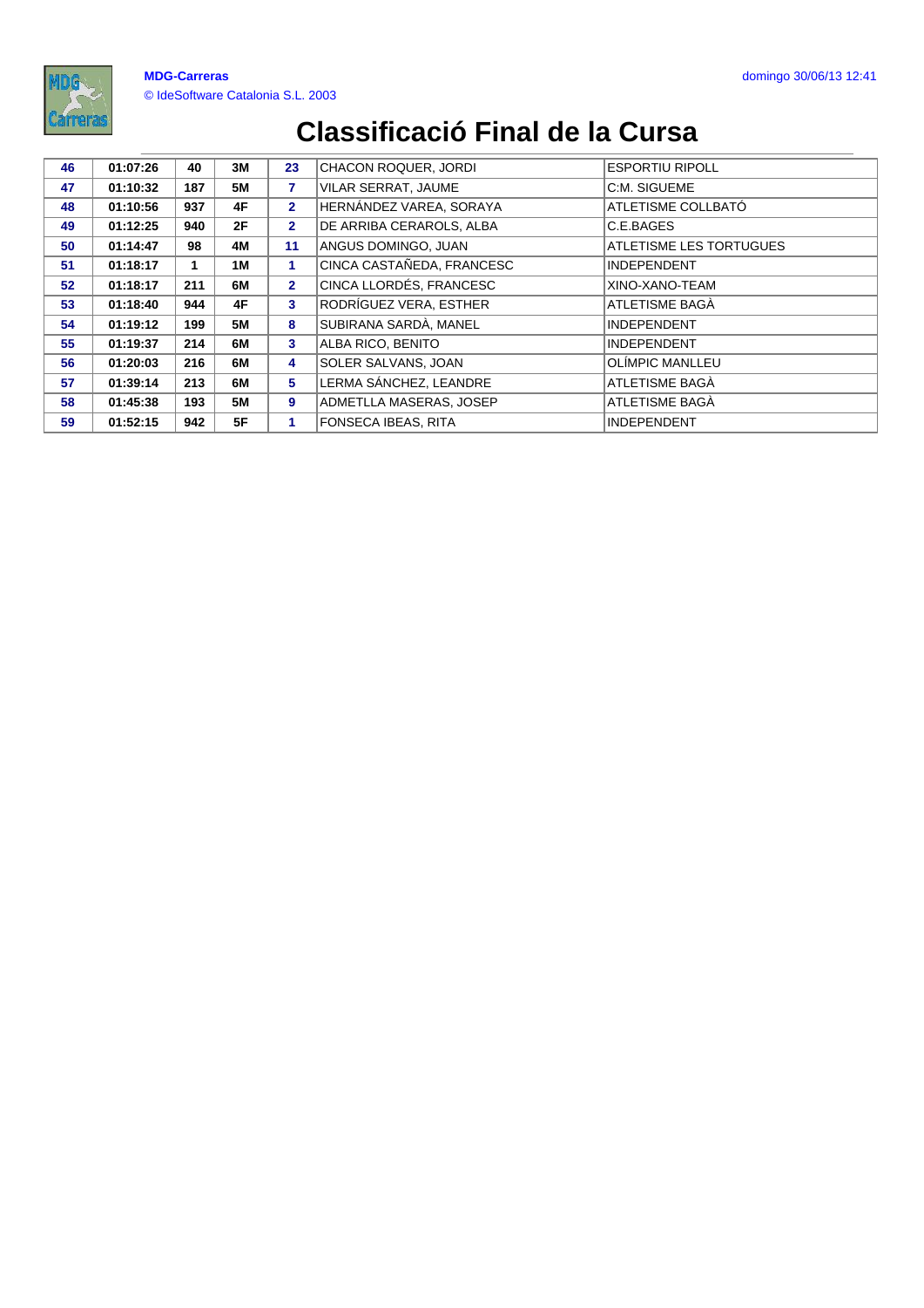# Classificació Final de la Cursa

| | | | | | | |
|---|---|---|---|---|---|---|
| 46 | 01:07:26 | 40 | 3M | 23 | CHACON ROQUER, JORDI | ESPORTIU RIPOLL |
| 47 | 01:10:32 | 187 | 5M | 7 | VILAR SERRAT, JAUME | C:M. SIGUEME |
| 48 | 01:10:56 | 937 | 4F | 2 | HERNÁNDEZ VAREA, SORAYA | ATLETISME COLLBATÓ |
| 49 | 01:12:25 | 940 | 2F | 2 | DE ARRIBA CERAROLS, ALBA | C.E.BAGES |
| 50 | 01:14:47 | 98 | 4M | 11 | ANGUS DOMINGO, JUAN | ATLETISME LES TORTUGUES |
| 51 | 01:18:17 | 1 | 1M | 1 | CINCA CASTAÑEDA, FRANCESC | INDEPENDENT |
| 52 | 01:18:17 | 211 | 6M | 2 | CINCA LLORDÉS, FRANCESC | XINO-XANO-TEAM |
| 53 | 01:18:40 | 944 | 4F | 3 | RODRÍGUEZ VERA, ESTHER | ATLETISME BAGÀ |
| 54 | 01:19:12 | 199 | 5M | 8 | SUBIRANA SARDÀ, MANEL | INDEPENDENT |
| 55 | 01:19:37 | 214 | 6M | 3 | ALBA RICO, BENITO | INDEPENDENT |
| 56 | 01:20:03 | 216 | 6M | 4 | SOLER SALVANS, JOAN | OLÍMPIC MANLLEU |
| 57 | 01:39:14 | 213 | 6M | 5 | LERMA SÁNCHEZ, LEANDRE | ATLETISME BAGÀ |
| 58 | 01:45:38 | 193 | 5M | 9 | ADMETLLA MASERAS, JOSEP | ATLETISME BAGÀ |
| 59 | 01:52:15 | 942 | 5F | 1 | FONSECA IBEAS, RITA | INDEPENDENT |